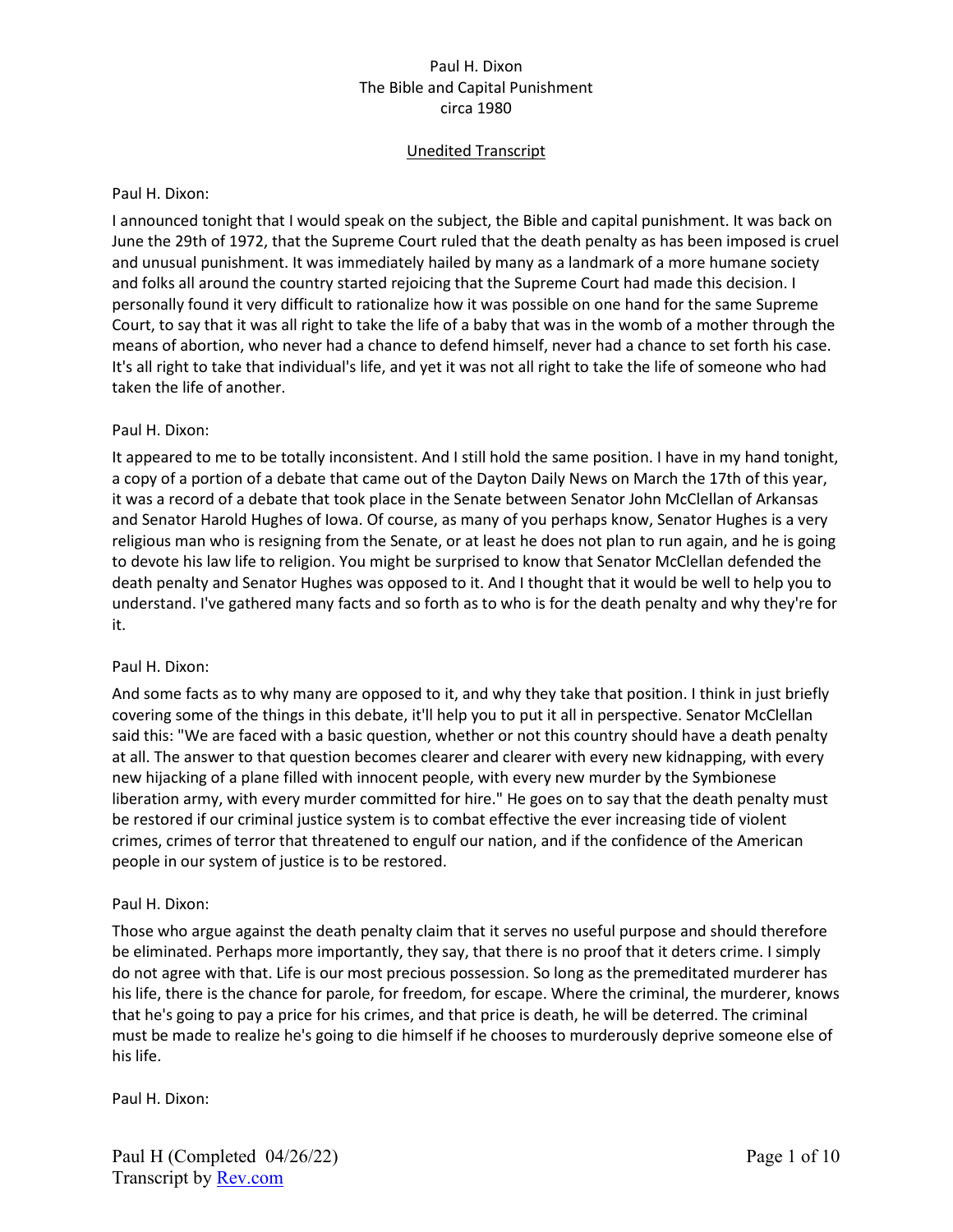Paul H. Dixon
The Bible and Capital Punishment
circa 1980

Unedited Transcript

Paul H. Dixon:

I announced tonight that I would speak on the subject, the Bible and capital punishment. It was back on June the 29th of 1972, that the Supreme Court ruled that the death penalty as has been imposed is cruel and unusual punishment. It was immediately hailed by many as a landmark of a more humane society and folks all around the country started rejoicing that the Supreme Court had made this decision. I personally found it very difficult to rationalize how it was possible on one hand for the same Supreme Court, to say that it was all right to take the life of a baby that was in the womb of a mother through the means of abortion, who never had a chance to defend himself, never had a chance to set forth his case. It's all right to take that individual's life, and yet it was not all right to take the life of someone who had taken the life of another.

Paul H. Dixon:

It appeared to me to be totally inconsistent. And I still hold the same position. I have in my hand tonight, a copy of a portion of a debate that came out of the Dayton Daily News on March the 17th of this year, it was a record of a debate that took place in the Senate between Senator John McClellan of Arkansas and Senator Harold Hughes of Iowa. Of course, as many of you perhaps know, Senator Hughes is a very religious man who is resigning from the Senate, or at least he does not plan to run again, and he is going to devote his law life to religion. You might be surprised to know that Senator McClellan defended the death penalty and Senator Hughes was opposed to it. And I thought that it would be well to help you to understand. I've gathered many facts and so forth as to who is for the death penalty and why they're for it.

Paul H. Dixon:

And some facts as to why many are opposed to it, and why they take that position. I think in just briefly covering some of the things in this debate, it'll help you to put it all in perspective. Senator McClellan said this: "We are faced with a basic question, whether or not this country should have a death penalty at all. The answer to that question becomes clearer and clearer with every new kidnapping, with every new hijacking of a plane filled with innocent people, with every new murder by the Symbionese liberation army, with every murder committed for hire." He goes on to say that the death penalty must be restored if our criminal justice system is to combat effective the ever increasing tide of violent crimes, crimes of terror that threatened to engulf our nation, and if the confidence of the American people in our system of justice is to be restored.

Paul H. Dixon:

Those who argue against the death penalty claim that it serves no useful purpose and should therefore be eliminated. Perhaps more importantly, they say, that there is no proof that it deters crime. I simply do not agree with that. Life is our most precious possession. So long as the premeditated murderer has his life, there is the chance for parole, for freedom, for escape. Where the criminal, the murderer, knows that he's going to pay a price for his crimes, and that price is death, he will be deterred. The criminal must be made to realize he's going to die himself if he chooses to murderously deprive someone else of his life.

Paul H. Dixon: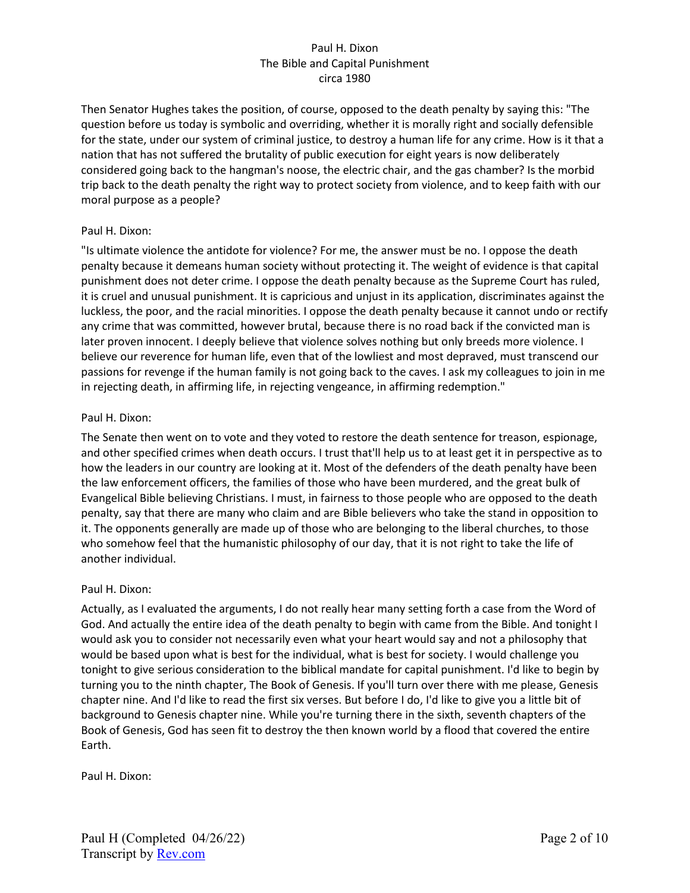Then Senator Hughes takes the position, of course, opposed to the death penalty by saying this: "The question before us today is symbolic and overriding, whether it is morally right and socially defensible for the state, under our system of criminal justice, to destroy a human life for any crime. How is it that a nation that has not suffered the brutality of public execution for eight years is now deliberately considered going back to the hangman's noose, the electric chair, and the gas chamber? Is the morbid trip back to the death penalty the right way to protect society from violence, and to keep faith with our moral purpose as a people?

Paul H. Dixon:

"Is ultimate violence the antidote for violence? For me, the answer must be no. I oppose the death penalty because it demeans human society without protecting it. The weight of evidence is that capital punishment does not deter crime. I oppose the death penalty because as the Supreme Court has ruled, it is cruel and unusual punishment. It is capricious and unjust in its application, discriminates against the luckless, the poor, and the racial minorities. I oppose the death penalty because it cannot undo or rectify any crime that was committed, however brutal, because there is no road back if the convicted man is later proven innocent. I deeply believe that violence solves nothing but only breeds more violence. I believe our reverence for human life, even that of the lowliest and most depraved, must transcend our passions for revenge if the human family is not going back to the caves. I ask my colleagues to join in me in rejecting death, in affirming life, in rejecting vengeance, in affirming redemption."

Paul H. Dixon:

The Senate then went on to vote and they voted to restore the death sentence for treason, espionage, and other specified crimes when death occurs. I trust that'll help us to at least get it in perspective as to how the leaders in our country are looking at it. Most of the defenders of the death penalty have been the law enforcement officers, the families of those who have been murdered, and the great bulk of Evangelical Bible believing Christians. I must, in fairness to those people who are opposed to the death penalty, say that there are many who claim and are Bible believers who take the stand in opposition to it. The opponents generally are made up of those who are belonging to the liberal churches, to those who somehow feel that the humanistic philosophy of our day, that it is not right to take the life of another individual.

Paul H. Dixon:

Actually, as I evaluated the arguments, I do not really hear many setting forth a case from the Word of God. And actually the entire idea of the death penalty to begin with came from the Bible. And tonight I would ask you to consider not necessarily even what your heart would say and not a philosophy that would be based upon what is best for the individual, what is best for society. I would challenge you tonight to give serious consideration to the biblical mandate for capital punishment. I'd like to begin by turning you to the ninth chapter, The Book of Genesis. If you'll turn over there with me please, Genesis chapter nine. And I'd like to read the first six verses. But before I do, I'd like to give you a little bit of background to Genesis chapter nine. While you're turning there in the sixth, seventh chapters of the Book of Genesis, God has seen fit to destroy the then known world by a flood that covered the entire Earth.

Paul H. Dixon: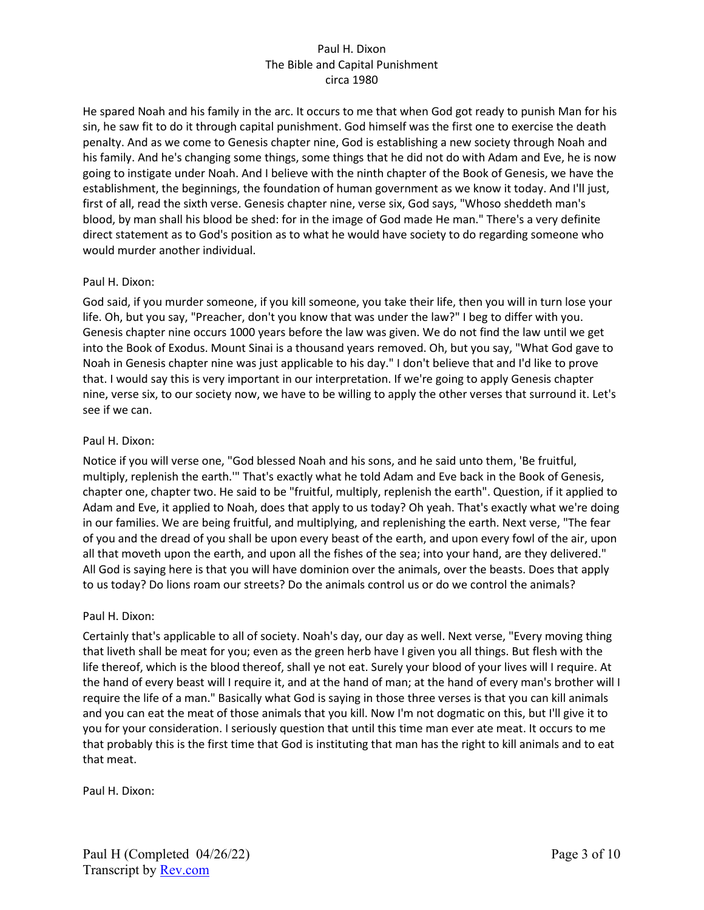He spared Noah and his family in the arc. It occurs to me that when God got ready to punish Man for his sin, he saw fit to do it through capital punishment. God himself was the first one to exercise the death penalty. And as we come to Genesis chapter nine, God is establishing a new society through Noah and his family. And he's changing some things, some things that he did not do with Adam and Eve, he is now going to instigate under Noah. And I believe with the ninth chapter of the Book of Genesis, we have the establishment, the beginnings, the foundation of human government as we know it today. And I'll just, first of all, read the sixth verse. Genesis chapter nine, verse six, God says, "Whoso sheddeth man's blood, by man shall his blood be shed: for in the image of God made He man." There's a very definite direct statement as to God's position as to what he would have society to do regarding someone who would murder another individual.

Paul H. Dixon:

God said, if you murder someone, if you kill someone, you take their life, then you will in turn lose your life. Oh, but you say, "Preacher, don't you know that was under the law?" I beg to differ with you. Genesis chapter nine occurs 1000 years before the law was given. We do not find the law until we get into the Book of Exodus. Mount Sinai is a thousand years removed. Oh, but you say, "What God gave to Noah in Genesis chapter nine was just applicable to his day." I don't believe that and I'd like to prove that. I would say this is very important in our interpretation. If we're going to apply Genesis chapter nine, verse six, to our society now, we have to be willing to apply the other verses that surround it. Let's see if we can.

Paul H. Dixon:

Notice if you will verse one, "God blessed Noah and his sons, and he said unto them, 'Be fruitful, multiply, replenish the earth.'" That's exactly what he told Adam and Eve back in the Book of Genesis, chapter one, chapter two. He said to be "fruitful, multiply, replenish the earth". Question, if it applied to Adam and Eve, it applied to Noah, does that apply to us today? Oh yeah. That's exactly what we're doing in our families. We are being fruitful, and multiplying, and replenishing the earth. Next verse, "The fear of you and the dread of you shall be upon every beast of the earth, and upon every fowl of the air, upon all that moveth upon the earth, and upon all the fishes of the sea; into your hand, are they delivered." All God is saying here is that you will have dominion over the animals, over the beasts. Does that apply to us today? Do lions roam our streets? Do the animals control us or do we control the animals?

Paul H. Dixon:

Certainly that's applicable to all of society. Noah's day, our day as well. Next verse, "Every moving thing that liveth shall be meat for you; even as the green herb have I given you all things. But flesh with the life thereof, which is the blood thereof, shall ye not eat. Surely your blood of your lives will I require. At the hand of every beast will I require it, and at the hand of man; at the hand of every man's brother will I require the life of a man." Basically what God is saying in those three verses is that you can kill animals and you can eat the meat of those animals that you kill. Now I'm not dogmatic on this, but I'll give it to you for your consideration. I seriously question that until this time man ever ate meat. It occurs to me that probably this is the first time that God is instituting that man has the right to kill animals and to eat that meat.

Paul H. Dixon: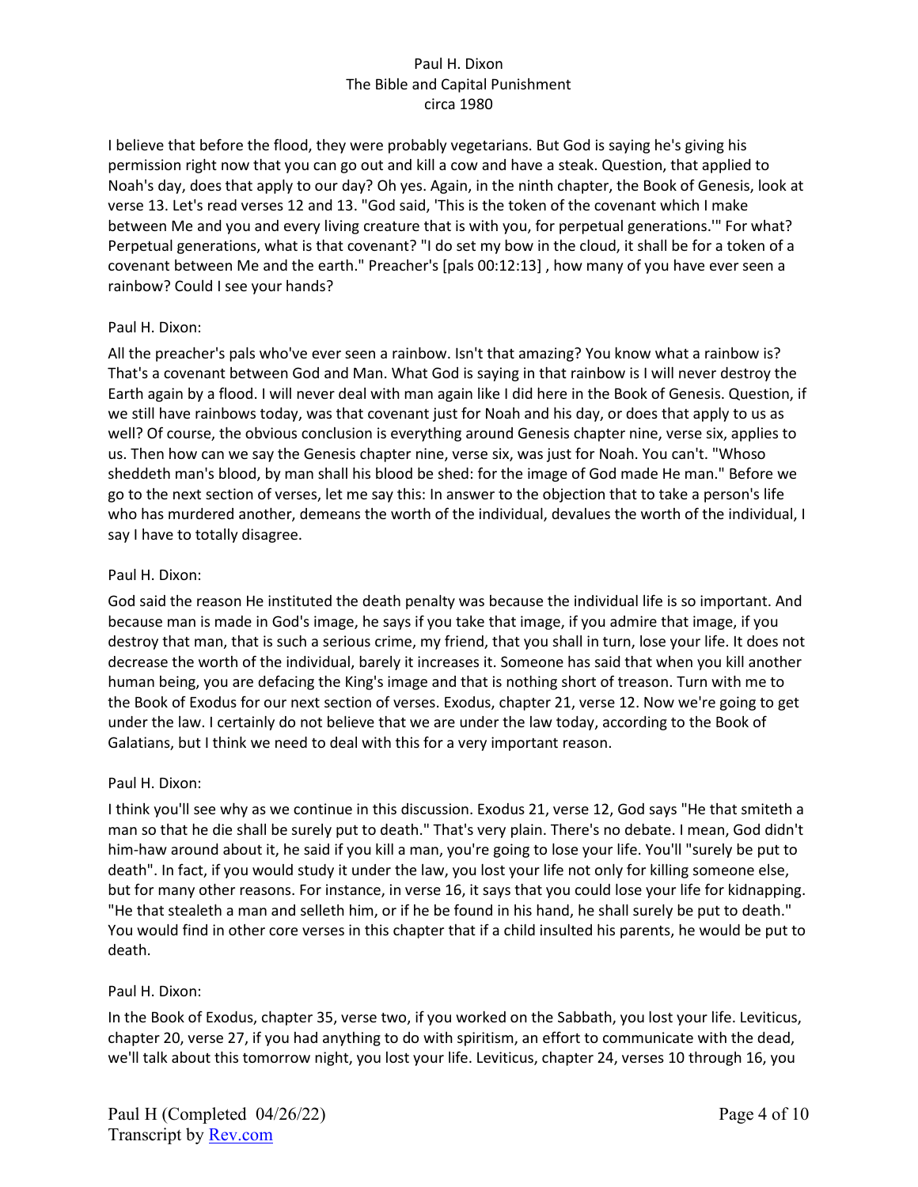I believe that before the flood, they were probably vegetarians. But God is saying he's giving his permission right now that you can go out and kill a cow and have a steak. Question, that applied to Noah's day, does that apply to our day? Oh yes. Again, in the ninth chapter, the Book of Genesis, look at verse 13. Let's read verses 12 and 13. "God said, 'This is the token of the covenant which I make between Me and you and every living creature that is with you, for perpetual generations.'" For what? Perpetual generations, what is that covenant? "I do set my bow in the cloud, it shall be for a token of a covenant between Me and the earth." Preacher's [pals 00:12:13] , how many of you have ever seen a rainbow? Could I see your hands?

Paul H. Dixon:

All the preacher's pals who've ever seen a rainbow. Isn't that amazing? You know what a rainbow is? That's a covenant between God and Man. What God is saying in that rainbow is I will never destroy the Earth again by a flood. I will never deal with man again like I did here in the Book of Genesis. Question, if we still have rainbows today, was that covenant just for Noah and his day, or does that apply to us as well? Of course, the obvious conclusion is everything around Genesis chapter nine, verse six, applies to us. Then how can we say the Genesis chapter nine, verse six, was just for Noah. You can't. "Whoso sheddeth man's blood, by man shall his blood be shed: for the image of God made He man." Before we go to the next section of verses, let me say this: In answer to the objection that to take a person's life who has murdered another, demeans the worth of the individual, devalues the worth of the individual, I say I have to totally disagree.

Paul H. Dixon:

God said the reason He instituted the death penalty was because the individual life is so important. And because man is made in God's image, he says if you take that image, if you admire that image, if you destroy that man, that is such a serious crime, my friend, that you shall in turn, lose your life. It does not decrease the worth of the individual, barely it increases it. Someone has said that when you kill another human being, you are defacing the King's image and that is nothing short of treason. Turn with me to the Book of Exodus for our next section of verses. Exodus, chapter 21, verse 12. Now we're going to get under the law. I certainly do not believe that we are under the law today, according to the Book of Galatians, but I think we need to deal with this for a very important reason.

Paul H. Dixon:

I think you'll see why as we continue in this discussion. Exodus 21, verse 12, God says "He that smiteth a man so that he die shall be surely put to death." That's very plain. There's no debate. I mean, God didn't him-haw around about it, he said if you kill a man, you're going to lose your life. You'll "surely be put to death". In fact, if you would study it under the law, you lost your life not only for killing someone else, but for many other reasons. For instance, in verse 16, it says that you could lose your life for kidnapping. "He that stealeth a man and selleth him, or if he be found in his hand, he shall surely be put to death." You would find in other core verses in this chapter that if a child insulted his parents, he would be put to death.

Paul H. Dixon:

In the Book of Exodus, chapter 35, verse two, if you worked on the Sabbath, you lost your life. Leviticus, chapter 20, verse 27, if you had anything to do with spiritism, an effort to communicate with the dead, we'll talk about this tomorrow night, you lost your life. Leviticus, chapter 24, verses 10 through 16, you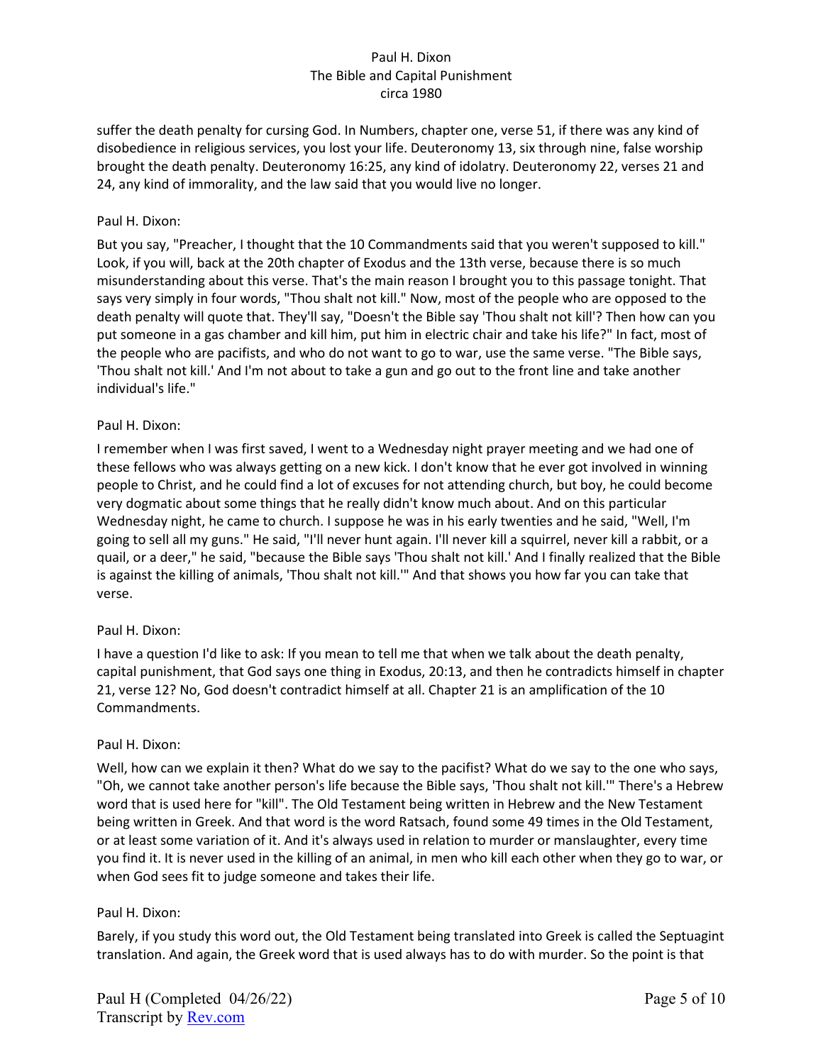suffer the death penalty for cursing God. In Numbers, chapter one, verse 51, if there was any kind of disobedience in religious services, you lost your life. Deuteronomy 13, six through nine, false worship brought the death penalty. Deuteronomy 16:25, any kind of idolatry. Deuteronomy 22, verses 21 and 24, any kind of immorality, and the law said that you would live no longer.

Paul H. Dixon:

But you say, "Preacher, I thought that the 10 Commandments said that you weren't supposed to kill." Look, if you will, back at the 20th chapter of Exodus and the 13th verse, because there is so much misunderstanding about this verse. That's the main reason I brought you to this passage tonight. That says very simply in four words, "Thou shalt not kill." Now, most of the people who are opposed to the death penalty will quote that. They'll say, "Doesn't the Bible say 'Thou shalt not kill'? Then how can you put someone in a gas chamber and kill him, put him in electric chair and take his life?" In fact, most of the people who are pacifists, and who do not want to go to war, use the same verse. "The Bible says, 'Thou shalt not kill.' And I'm not about to take a gun and go out to the front line and take another individual's life."

Paul H. Dixon:

I remember when I was first saved, I went to a Wednesday night prayer meeting and we had one of these fellows who was always getting on a new kick. I don't know that he ever got involved in winning people to Christ, and he could find a lot of excuses for not attending church, but boy, he could become very dogmatic about some things that he really didn't know much about. And on this particular Wednesday night, he came to church. I suppose he was in his early twenties and he said, "Well, I'm going to sell all my guns." He said, "I'll never hunt again. I'll never kill a squirrel, never kill a rabbit, or a quail, or a deer," he said, "because the Bible says 'Thou shalt not kill.' And I finally realized that the Bible is against the killing of animals, 'Thou shalt not kill.'" And that shows you how far you can take that verse.

Paul H. Dixon:

I have a question I'd like to ask: If you mean to tell me that when we talk about the death penalty, capital punishment, that God says one thing in Exodus, 20:13, and then he contradicts himself in chapter 21, verse 12? No, God doesn't contradict himself at all. Chapter 21 is an amplification of the 10 Commandments.

Paul H. Dixon:

Well, how can we explain it then? What do we say to the pacifist? What do we say to the one who says, "Oh, we cannot take another person's life because the Bible says, 'Thou shalt not kill.'" There's a Hebrew word that is used here for "kill". The Old Testament being written in Hebrew and the New Testament being written in Greek. And that word is the word Ratsach, found some 49 times in the Old Testament, or at least some variation of it. And it's always used in relation to murder or manslaughter, every time you find it. It is never used in the killing of an animal, in men who kill each other when they go to war, or when God sees fit to judge someone and takes their life.

Paul H. Dixon:

Barely, if you study this word out, the Old Testament being translated into Greek is called the Septuagint translation. And again, the Greek word that is used always has to do with murder. So the point is that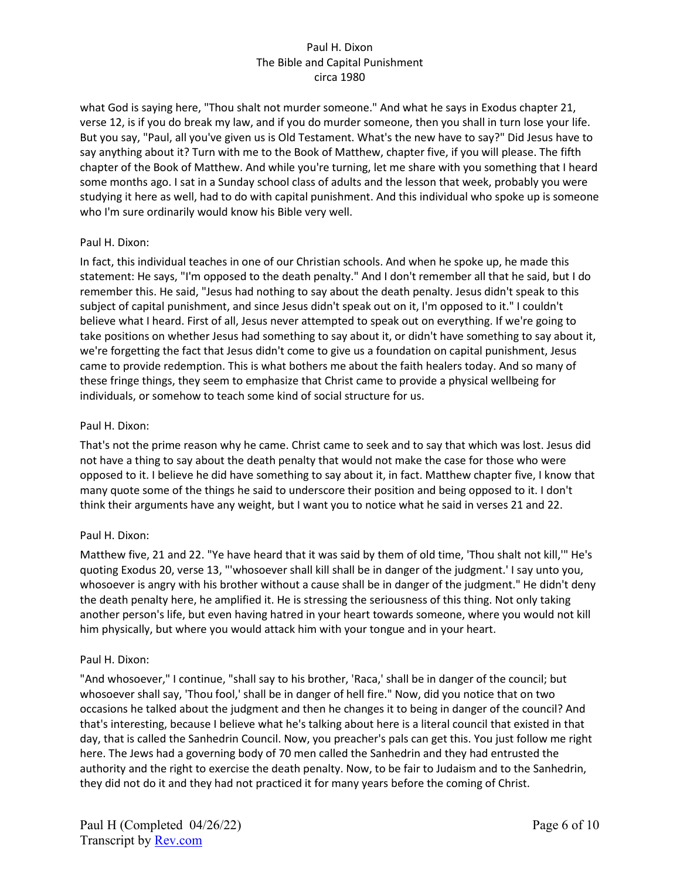what God is saying here, "Thou shalt not murder someone." And what he says in Exodus chapter 21, verse 12, is if you do break my law, and if you do murder someone, then you shall in turn lose your life. But you say, "Paul, all you've given us is Old Testament. What's the new have to say?" Did Jesus have to say anything about it? Turn with me to the Book of Matthew, chapter five, if you will please. The fifth chapter of the Book of Matthew. And while you're turning, let me share with you something that I heard some months ago. I sat in a Sunday school class of adults and the lesson that week, probably you were studying it here as well, had to do with capital punishment. And this individual who spoke up is someone who I'm sure ordinarily would know his Bible very well.

Paul H. Dixon:

In fact, this individual teaches in one of our Christian schools. And when he spoke up, he made this statement: He says, "I'm opposed to the death penalty." And I don't remember all that he said, but I do remember this. He said, "Jesus had nothing to say about the death penalty. Jesus didn't speak to this subject of capital punishment, and since Jesus didn't speak out on it, I'm opposed to it." I couldn't believe what I heard. First of all, Jesus never attempted to speak out on everything. If we're going to take positions on whether Jesus had something to say about it, or didn't have something to say about it, we're forgetting the fact that Jesus didn't come to give us a foundation on capital punishment, Jesus came to provide redemption. This is what bothers me about the faith healers today. And so many of these fringe things, they seem to emphasize that Christ came to provide a physical wellbeing for individuals, or somehow to teach some kind of social structure for us.

Paul H. Dixon:

That's not the prime reason why he came. Christ came to seek and to say that which was lost. Jesus did not have a thing to say about the death penalty that would not make the case for those who were opposed to it. I believe he did have something to say about it, in fact. Matthew chapter five, I know that many quote some of the things he said to underscore their position and being opposed to it. I don't think their arguments have any weight, but I want you to notice what he said in verses 21 and 22.

Paul H. Dixon:

Matthew five, 21 and 22. "Ye have heard that it was said by them of old time, 'Thou shalt not kill,'" He's quoting Exodus 20, verse 13, "'whosoever shall kill shall be in danger of the judgment.' I say unto you, whosoever is angry with his brother without a cause shall be in danger of the judgment." He didn't deny the death penalty here, he amplified it. He is stressing the seriousness of this thing. Not only taking another person's life, but even having hatred in your heart towards someone, where you would not kill him physically, but where you would attack him with your tongue and in your heart.

Paul H. Dixon:

"And whosoever," I continue, "shall say to his brother, 'Raca,' shall be in danger of the council; but whosoever shall say, 'Thou fool,' shall be in danger of hell fire." Now, did you notice that on two occasions he talked about the judgment and then he changes it to being in danger of the council? And that's interesting, because I believe what he's talking about here is a literal council that existed in that day, that is called the Sanhedrin Council. Now, you preacher's pals can get this. You just follow me right here. The Jews had a governing body of 70 men called the Sanhedrin and they had entrusted the authority and the right to exercise the death penalty. Now, to be fair to Judaism and to the Sanhedrin, they did not do it and they had not practiced it for many years before the coming of Christ.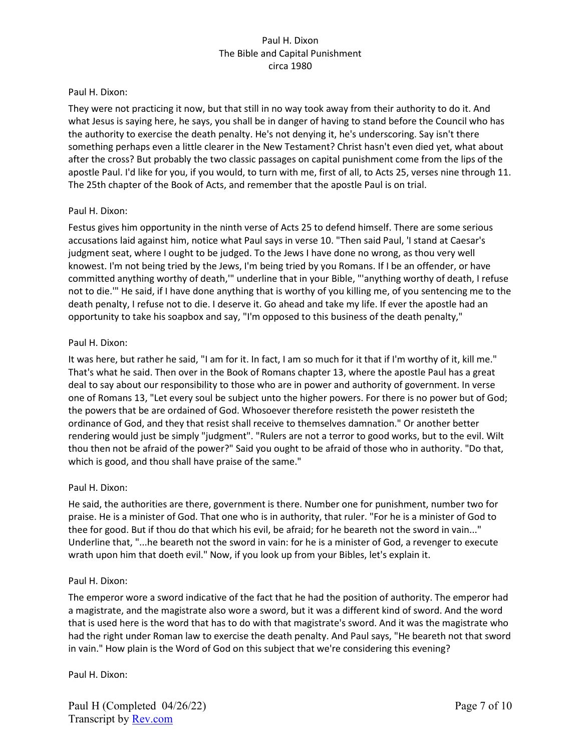Paul H. Dixon:

They were not practicing it now, but that still in no way took away from their authority to do it. And what Jesus is saying here, he says, you shall be in danger of having to stand before the Council who has the authority to exercise the death penalty. He's not denying it, he's underscoring. Say isn't there something perhaps even a little clearer in the New Testament? Christ hasn't even died yet, what about after the cross? But probably the two classic passages on capital punishment come from the lips of the apostle Paul. I'd like for you, if you would, to turn with me, first of all, to Acts 25, verses nine through 11. The 25th chapter of the Book of Acts, and remember that the apostle Paul is on trial.

Paul H. Dixon:

Festus gives him opportunity in the ninth verse of Acts 25 to defend himself. There are some serious accusations laid against him, notice what Paul says in verse 10. "Then said Paul, 'I stand at Caesar's judgment seat, where I ought to be judged. To the Jews I have done no wrong, as thou very well knowest. I'm not being tried by the Jews, I'm being tried by you Romans. If I be an offender, or have committed anything worthy of death,'" underline that in your Bible, "'anything worthy of death, I refuse not to die.'" He said, if I have done anything that is worthy of you killing me, of you sentencing me to the death penalty, I refuse not to die. I deserve it. Go ahead and take my life. If ever the apostle had an opportunity to take his soapbox and say, "I'm opposed to this business of the death penalty,"

Paul H. Dixon:

It was here, but rather he said, "I am for it. In fact, I am so much for it that if I'm worthy of it, kill me." That's what he said. Then over in the Book of Romans chapter 13, where the apostle Paul has a great deal to say about our responsibility to those who are in power and authority of government. In verse one of Romans 13, "Let every soul be subject unto the higher powers. For there is no power but of God; the powers that be are ordained of God. Whosoever therefore resisteth the power resisteth the ordinance of God, and they that resist shall receive to themselves damnation." Or another better rendering would just be simply "judgment". "Rulers are not a terror to good works, but to the evil. Wilt thou then not be afraid of the power?" Said you ought to be afraid of those who in authority. "Do that, which is good, and thou shall have praise of the same."

Paul H. Dixon:

He said, the authorities are there, government is there. Number one for punishment, number two for praise. He is a minister of God. That one who is in authority, that ruler. "For he is a minister of God to thee for good. But if thou do that which his evil, be afraid; for he beareth not the sword in vain..." Underline that, "...he beareth not the sword in vain: for he is a minister of God, a revenger to execute wrath upon him that doeth evil." Now, if you look up from your Bibles, let's explain it.

Paul H. Dixon:

The emperor wore a sword indicative of the fact that he had the position of authority. The emperor had a magistrate, and the magistrate also wore a sword, but it was a different kind of sword. And the word that is used here is the word that has to do with that magistrate's sword. And it was the magistrate who had the right under Roman law to exercise the death penalty. And Paul says, "He beareth not that sword in vain." How plain is the Word of God on this subject that we're considering this evening?

Paul H. Dixon: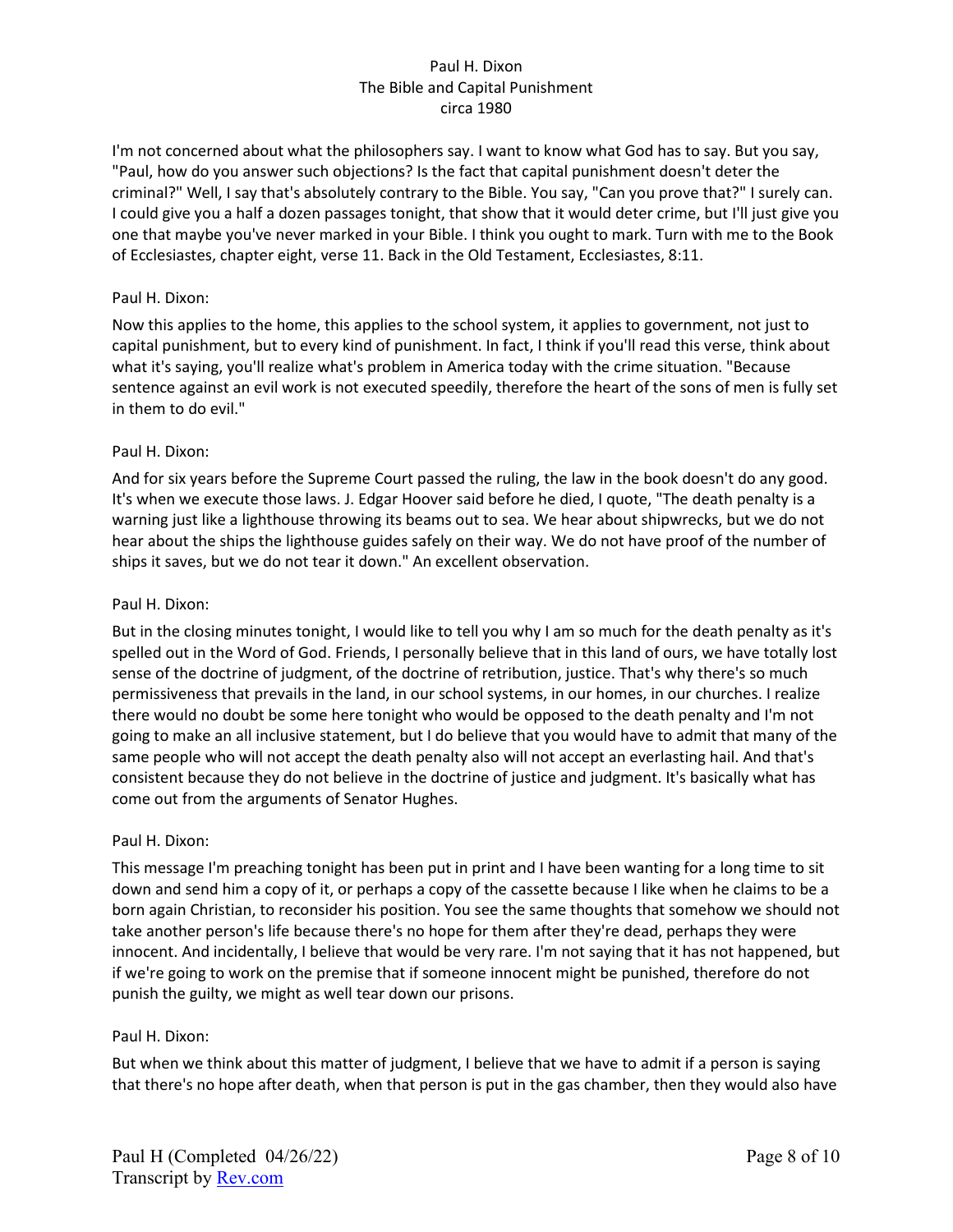I'm not concerned about what the philosophers say. I want to know what God has to say. But you say, "Paul, how do you answer such objections? Is the fact that capital punishment doesn't deter the criminal?" Well, I say that's absolutely contrary to the Bible. You say, "Can you prove that?" I surely can. I could give you a half a dozen passages tonight, that show that it would deter crime, but I'll just give you one that maybe you've never marked in your Bible. I think you ought to mark. Turn with me to the Book of Ecclesiastes, chapter eight, verse 11. Back in the Old Testament, Ecclesiastes, 8:11.

Paul H. Dixon:

Now this applies to the home, this applies to the school system, it applies to government, not just to capital punishment, but to every kind of punishment. In fact, I think if you'll read this verse, think about what it's saying, you'll realize what's problem in America today with the crime situation. "Because sentence against an evil work is not executed speedily, therefore the heart of the sons of men is fully set in them to do evil."

Paul H. Dixon:

And for six years before the Supreme Court passed the ruling, the law in the book doesn't do any good. It's when we execute those laws. J. Edgar Hoover said before he died, I quote, "The death penalty is a warning just like a lighthouse throwing its beams out to sea. We hear about shipwrecks, but we do not hear about the ships the lighthouse guides safely on their way. We do not have proof of the number of ships it saves, but we do not tear it down." An excellent observation.

Paul H. Dixon:

But in the closing minutes tonight, I would like to tell you why I am so much for the death penalty as it's spelled out in the Word of God. Friends, I personally believe that in this land of ours, we have totally lost sense of the doctrine of judgment, of the doctrine of retribution, justice. That's why there's so much permissiveness that prevails in the land, in our school systems, in our homes, in our churches. I realize there would no doubt be some here tonight who would be opposed to the death penalty and I'm not going to make an all inclusive statement, but I do believe that you would have to admit that many of the same people who will not accept the death penalty also will not accept an everlasting hail. And that's consistent because they do not believe in the doctrine of justice and judgment. It's basically what has come out from the arguments of Senator Hughes.

Paul H. Dixon:

This message I'm preaching tonight has been put in print and I have been wanting for a long time to sit down and send him a copy of it, or perhaps a copy of the cassette because I like when he claims to be a born again Christian, to reconsider his position. You see the same thoughts that somehow we should not take another person's life because there's no hope for them after they're dead, perhaps they were innocent. And incidentally, I believe that would be very rare. I'm not saying that it has not happened, but if we're going to work on the premise that if someone innocent might be punished, therefore do not punish the guilty, we might as well tear down our prisons.

Paul H. Dixon:

But when we think about this matter of judgment, I believe that we have to admit if a person is saying that there's no hope after death, when that person is put in the gas chamber, then they would also have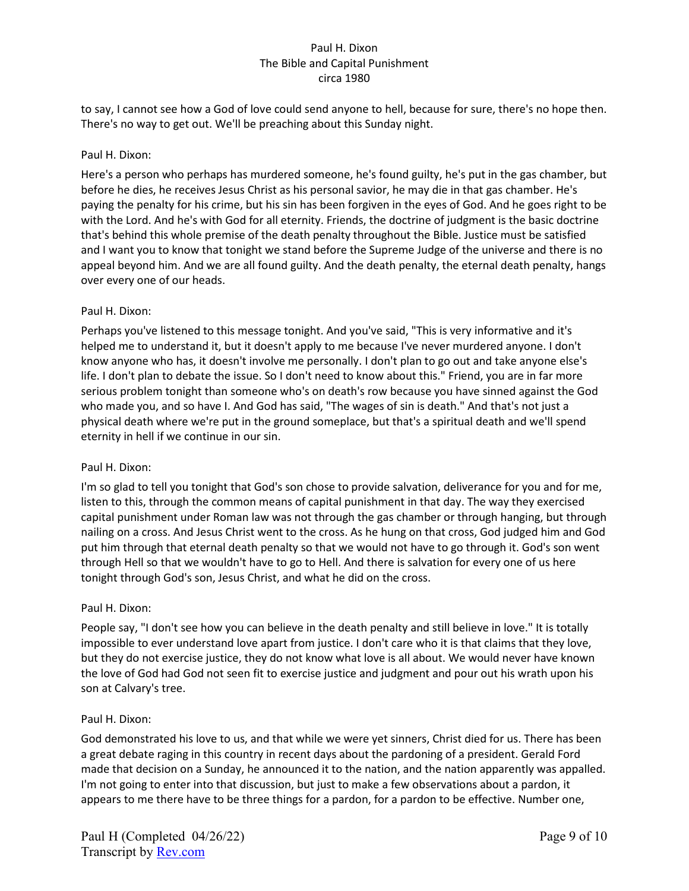to say, I cannot see how a God of love could send anyone to hell, because for sure, there's no hope then. There's no way to get out. We'll be preaching about this Sunday night.

Paul H. Dixon:

Here's a person who perhaps has murdered someone, he's found guilty, he's put in the gas chamber, but before he dies, he receives Jesus Christ as his personal savior, he may die in that gas chamber. He's paying the penalty for his crime, but his sin has been forgiven in the eyes of God. And he goes right to be with the Lord. And he's with God for all eternity. Friends, the doctrine of judgment is the basic doctrine that's behind this whole premise of the death penalty throughout the Bible. Justice must be satisfied and I want you to know that tonight we stand before the Supreme Judge of the universe and there is no appeal beyond him. And we are all found guilty. And the death penalty, the eternal death penalty, hangs over every one of our heads.

Paul H. Dixon:

Perhaps you've listened to this message tonight. And you've said, "This is very informative and it's helped me to understand it, but it doesn't apply to me because I've never murdered anyone. I don't know anyone who has, it doesn't involve me personally. I don't plan to go out and take anyone else's life. I don't plan to debate the issue. So I don't need to know about this." Friend, you are in far more serious problem tonight than someone who's on death's row because you have sinned against the God who made you, and so have I. And God has said, "The wages of sin is death." And that's not just a physical death where we're put in the ground someplace, but that's a spiritual death and we'll spend eternity in hell if we continue in our sin.

Paul H. Dixon:

I'm so glad to tell you tonight that God's son chose to provide salvation, deliverance for you and for me, listen to this, through the common means of capital punishment in that day. The way they exercised capital punishment under Roman law was not through the gas chamber or through hanging, but through nailing on a cross. And Jesus Christ went to the cross. As he hung on that cross, God judged him and God put him through that eternal death penalty so that we would not have to go through it. God's son went through Hell so that we wouldn't have to go to Hell. And there is salvation for every one of us here tonight through God's son, Jesus Christ, and what he did on the cross.

Paul H. Dixon:

People say, "I don't see how you can believe in the death penalty and still believe in love." It is totally impossible to ever understand love apart from justice. I don't care who it is that claims that they love, but they do not exercise justice, they do not know what love is all about. We would never have known the love of God had God not seen fit to exercise justice and judgment and pour out his wrath upon his son at Calvary's tree.

Paul H. Dixon:

God demonstrated his love to us, and that while we were yet sinners, Christ died for us. There has been a great debate raging in this country in recent days about the pardoning of a president. Gerald Ford made that decision on a Sunday, he announced it to the nation, and the nation apparently was appalled. I'm not going to enter into that discussion, but just to make a few observations about a pardon, it appears to me there have to be three things for a pardon, for a pardon to be effective. Number one,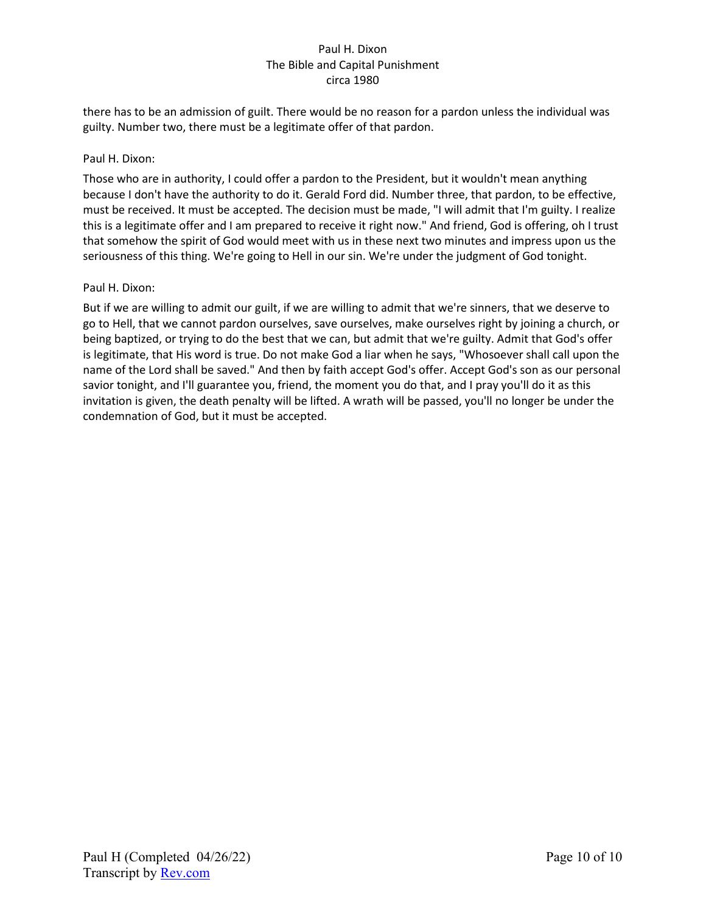there has to be an admission of guilt. There would be no reason for a pardon unless the individual was guilty. Number two, there must be a legitimate offer of that pardon.

Paul H. Dixon:

Those who are in authority, I could offer a pardon to the President, but it wouldn't mean anything because I don't have the authority to do it. Gerald Ford did. Number three, that pardon, to be effective, must be received. It must be accepted. The decision must be made, "I will admit that I'm guilty. I realize this is a legitimate offer and I am prepared to receive it right now." And friend, God is offering, oh I trust that somehow the spirit of God would meet with us in these next two minutes and impress upon us the seriousness of this thing. We're going to Hell in our sin. We're under the judgment of God tonight.

Paul H. Dixon:

But if we are willing to admit our guilt, if we are willing to admit that we're sinners, that we deserve to go to Hell, that we cannot pardon ourselves, save ourselves, make ourselves right by joining a church, or being baptized, or trying to do the best that we can, but admit that we're guilty. Admit that God's offer is legitimate, that His word is true. Do not make God a liar when he says, "Whosoever shall call upon the name of the Lord shall be saved." And then by faith accept God's offer. Accept God's son as our personal savior tonight, and I'll guarantee you, friend, the moment you do that, and I pray you'll do it as this invitation is given, the death penalty will be lifted. A wrath will be passed, you'll no longer be under the condemnation of God, but it must be accepted.